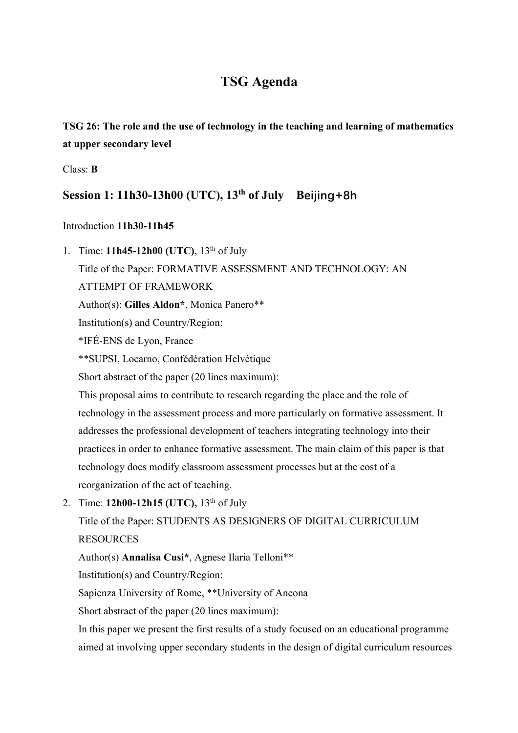# TSG Agenda

**TSG 26: The role and the use of technology in the teaching and learning of mathematics at upper secondary level**

Class: **B**

## Session 1: 11h30-13h00 (UTC), 13th of July　Beijing+8h

Introduction **11h30-11h45**

1. Time: **11h45-12h00 (UTC)**, 13th of July

   Title of the Paper: FORMATIVE ASSESSMENT AND TECHNOLOGY: AN ATTEMPT OF FRAMEWORK

   Author(s): **Gilles Aldon***, Monica Panero**

   Institution(s) and Country/Region:

   *IFÉ-ENS de Lyon, France

   **SUPSI, Locarno, Confédération Helvétique

   Short abstract of the paper (20 lines maximum):

   This proposal aims to contribute to research regarding the place and the role of technology in the assessment process and more particularly on formative assessment. It addresses the professional development of teachers integrating technology into their practices in order to enhance formative assessment. The main claim of this paper is that technology does modify classroom assessment processes but at the cost of a reorganization of the act of teaching.

2. Time: **12h00-12h15 (UTC),** 13th of July

   Title of the Paper: STUDENTS AS DESIGNERS OF DIGITAL CURRICULUM RESOURCES

   Author(s) **Annalisa Cusi***, Agnese Ilaria Telloni**

   Institution(s) and Country/Region:

   Sapienza University of Rome, **University of Ancona

   Short abstract of the paper (20 lines maximum):

   In this paper we present the first results of a study focused on an educational programme aimed at involving upper secondary students in the design of digital curriculum resources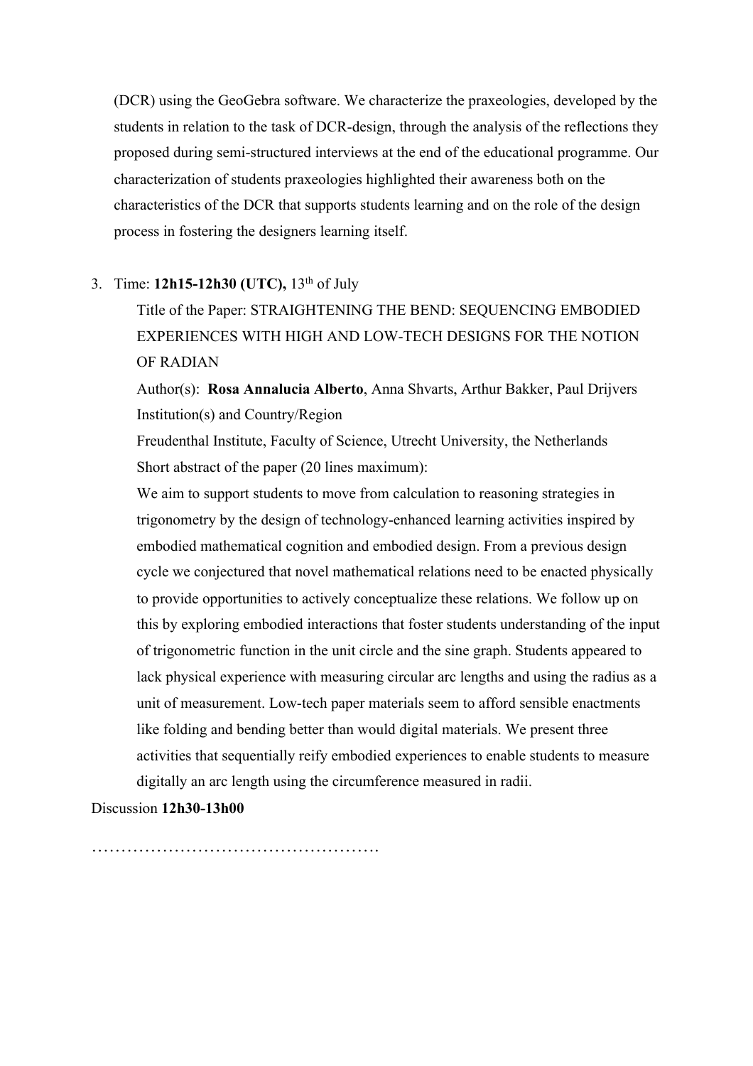(DCR) using the GeoGebra software. We characterize the praxeologies, developed by the students in relation to the task of DCR-design, through the analysis of the reflections they proposed during semi-structured interviews at the end of the educational programme. Our characterization of students praxeologies highlighted their awareness both on the characteristics of the DCR that supports students learning and on the role of the design process in fostering the designers learning itself.

3. Time: **12h15-12h30 (UTC),** 13th of July

   Title of the Paper: STRAIGHTENING THE BEND: SEQUENCING EMBODIED EXPERIENCES WITH HIGH AND LOW-TECH DESIGNS FOR THE NOTION OF RADIAN

   Author(s): **Rosa Annalucia Alberto**, Anna Shvarts, Arthur Bakker, Paul Drijvers

   Institution(s) and Country/Region

   Freudenthal Institute, Faculty of Science, Utrecht University, the Netherlands

   Short abstract of the paper (20 lines maximum):

   We aim to support students to move from calculation to reasoning strategies in trigonometry by the design of technology-enhanced learning activities inspired by embodied mathematical cognition and embodied design. From a previous design cycle we conjectured that novel mathematical relations need to be enacted physically to provide opportunities to actively conceptualize these relations. We follow up on this by exploring embodied interactions that foster students understanding of the input of trigonometric function in the unit circle and the sine graph. Students appeared to lack physical experience with measuring circular arc lengths and using the radius as a unit of measurement. Low-tech paper materials seem to afford sensible enactments like folding and bending better than would digital materials. We present three activities that sequentially reify embodied experiences to enable students to measure digitally an arc length using the circumference measured in radii.

Discussion **12h30-13h00**

…………………………………………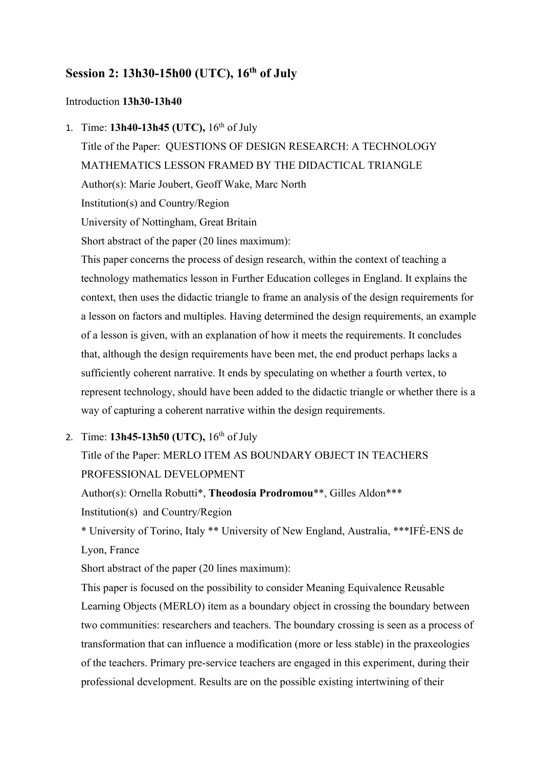## Session 2: 13h30-15h00 (UTC), 16th of July

Introduction **13h30-13h40**

1. Time: **13h40-13h45 (UTC),** 16th of July

   Title of the Paper: QUESTIONS OF DESIGN RESEARCH: A TECHNOLOGY MATHEMATICS LESSON FRAMED BY THE DIDACTICAL TRIANGLE

   Author(s): Marie Joubert, Geoff Wake, Marc North

   Institution(s) and Country/Region

   University of Nottingham, Great Britain

   Short abstract of the paper (20 lines maximum):

   This paper concerns the process of design research, within the context of teaching a technology mathematics lesson in Further Education colleges in England. It explains the context, then uses the didactic triangle to frame an analysis of the design requirements for a lesson on factors and multiples. Having determined the design requirements, an example of a lesson is given, with an explanation of how it meets the requirements. It concludes that, although the design requirements have been met, the end product perhaps lacks a sufficiently coherent narrative. It ends by speculating on whether a fourth vertex, to represent technology, should have been added to the didactic triangle or whether there is a way of capturing a coherent narrative within the design requirements.

2. Time: **13h45-13h50 (UTC),** 16th of July

   Title of the Paper: MERLO ITEM AS BOUNDARY OBJECT IN TEACHERS PROFESSIONAL DEVELOPMENT

   Author(s): Ornella Robutti*, **Theodosia Prodromou****, Gilles Aldon***

   Institution(s) and Country/Region

   * University of Torino, Italy ** University of New England, Australia, ***IFÉ-ENS de Lyon, France

   Short abstract of the paper (20 lines maximum):

   This paper is focused on the possibility to consider Meaning Equivalence Reusable Learning Objects (MERLO) item as a boundary object in crossing the boundary between two communities: researchers and teachers. The boundary crossing is seen as a process of transformation that can influence a modification (more or less stable) in the praxeologies of the teachers. Primary pre-service teachers are engaged in this experiment, during their professional development. Results are on the possible existing intertwining of their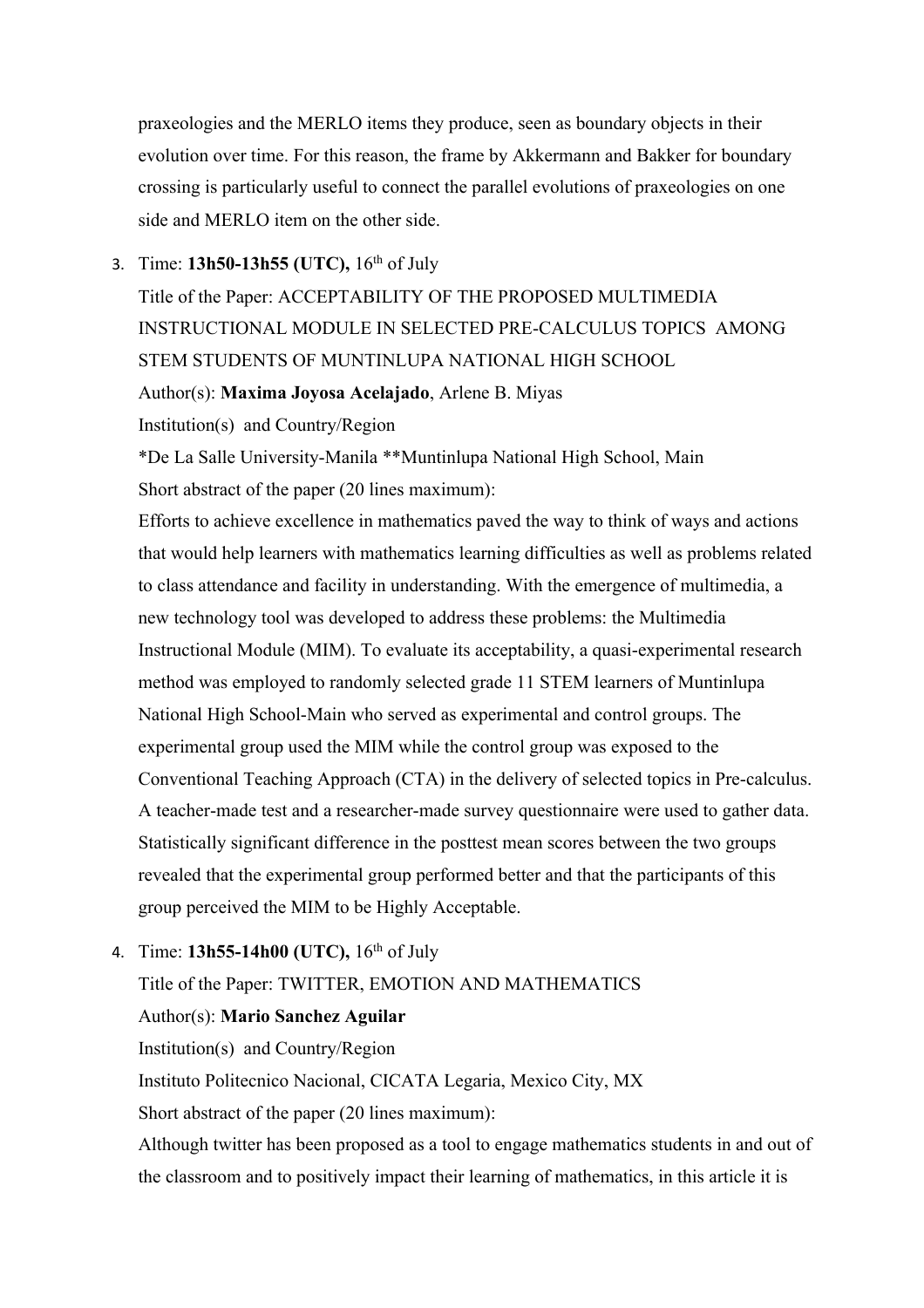praxeologies and the MERLO items they produce, seen as boundary objects in their evolution over time. For this reason, the frame by Akkermann and Bakker for boundary crossing is particularly useful to connect the parallel evolutions of praxeologies on one side and MERLO item on the other side.

3. Time: **13h50-13h55 (UTC),** 16th of July

   Title of the Paper: ACCEPTABILITY OF THE PROPOSED MULTIMEDIA INSTRUCTIONAL MODULE IN SELECTED PRE-CALCULUS TOPICS AMONG STEM STUDENTS OF MUNTINLUPA NATIONAL HIGH SCHOOL

   Author(s): **Maxima Joyosa Acelajado**, Arlene B. Miyas

   Institution(s) and Country/Region

   *De La Salle University-Manila **Muntinlupa National High School, Main

   Short abstract of the paper (20 lines maximum):

   Efforts to achieve excellence in mathematics paved the way to think of ways and actions that would help learners with mathematics learning difficulties as well as problems related to class attendance and facility in understanding. With the emergence of multimedia, a new technology tool was developed to address these problems: the Multimedia Instructional Module (MIM). To evaluate its acceptability, a quasi-experimental research method was employed to randomly selected grade 11 STEM learners of Muntinlupa National High School-Main who served as experimental and control groups. The experimental group used the MIM while the control group was exposed to the Conventional Teaching Approach (CTA) in the delivery of selected topics in Pre-calculus. A teacher-made test and a researcher-made survey questionnaire were used to gather data. Statistically significant difference in the posttest mean scores between the two groups revealed that the experimental group performed better and that the participants of this group perceived the MIM to be Highly Acceptable.

4. Time: **13h55-14h00 (UTC),** 16th of July

   Title of the Paper: TWITTER, EMOTION AND MATHEMATICS

   Author(s): **Mario Sanchez Aguilar**

   Institution(s) and Country/Region

   Instituto Politecnico Nacional, CICATA Legaria, Mexico City, MX

   Short abstract of the paper (20 lines maximum):

   Although twitter has been proposed as a tool to engage mathematics students in and out of the classroom and to positively impact their learning of mathematics, in this article it is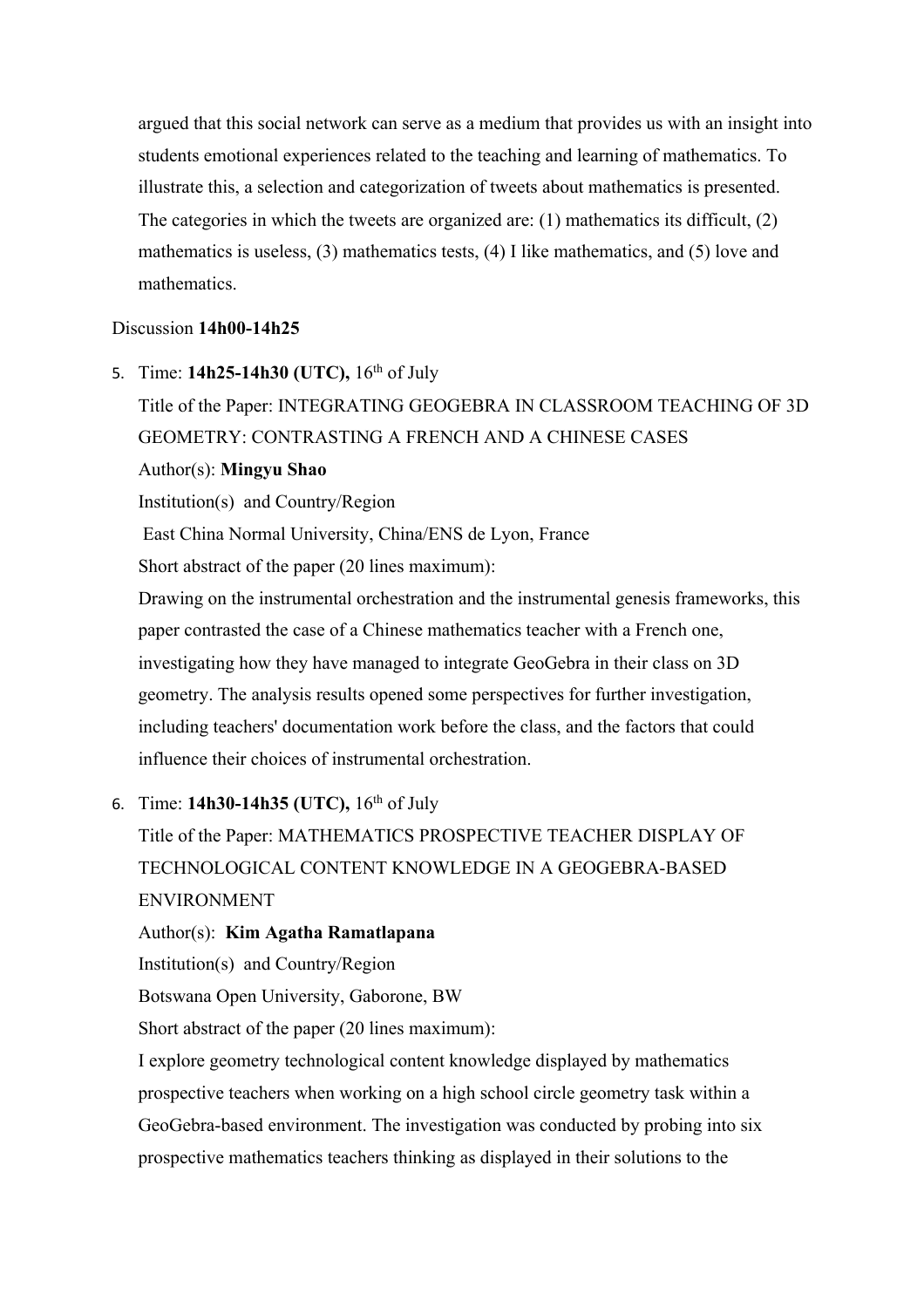argued that this social network can serve as a medium that provides us with an insight into students emotional experiences related to the teaching and learning of mathematics. To illustrate this, a selection and categorization of tweets about mathematics is presented. The categories in which the tweets are organized are: (1) mathematics its difficult, (2) mathematics is useless, (3) mathematics tests, (4) I like mathematics, and (5) love and mathematics.

Discussion **14h00-14h25**

5. Time: **14h25-14h30 (UTC),** 16th of July

   Title of the Paper: INTEGRATING GEOGEBRA IN CLASSROOM TEACHING OF 3D GEOMETRY: CONTRASTING A FRENCH AND A CHINESE CASES

   Author(s): **Mingyu Shao**

   Institution(s) and Country/Region

   East China Normal University, China/ENS de Lyon, France

   Short abstract of the paper (20 lines maximum):

   Drawing on the instrumental orchestration and the instrumental genesis frameworks, this paper contrasted the case of a Chinese mathematics teacher with a French one, investigating how they have managed to integrate GeoGebra in their class on 3D geometry. The analysis results opened some perspectives for further investigation, including teachers' documentation work before the class, and the factors that could influence their choices of instrumental orchestration.

6. Time: **14h30-14h35 (UTC),** 16th of July

   Title of the Paper: MATHEMATICS PROSPECTIVE TEACHER DISPLAY OF TECHNOLOGICAL CONTENT KNOWLEDGE IN A GEOGEBRA-BASED ENVIRONMENT

   Author(s): **Kim Agatha Ramatlapana**

   Institution(s) and Country/Region

   Botswana Open University, Gaborone, BW

   Short abstract of the paper (20 lines maximum):

   I explore geometry technological content knowledge displayed by mathematics prospective teachers when working on a high school circle geometry task within a GeoGebra-based environment. The investigation was conducted by probing into six prospective mathematics teachers thinking as displayed in their solutions to the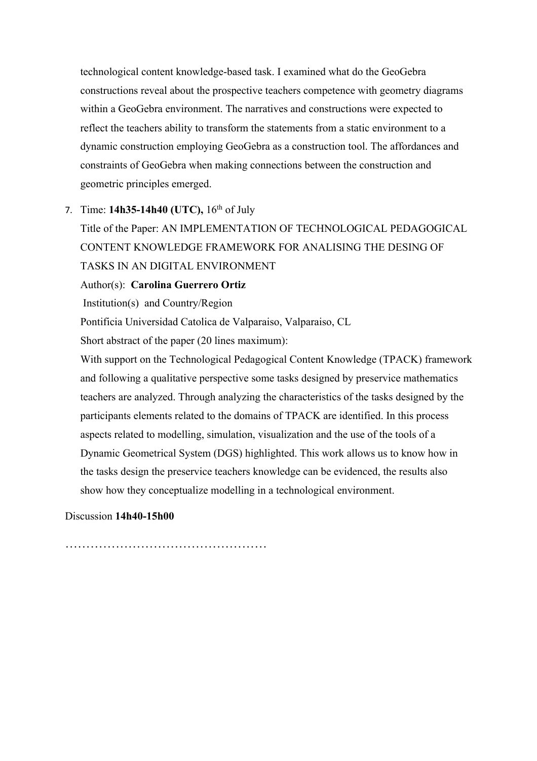technological content knowledge-based task. I examined what do the GeoGebra constructions reveal about the prospective teachers competence with geometry diagrams within a GeoGebra environment. The narratives and constructions were expected to reflect the teachers ability to transform the statements from a static environment to a dynamic construction employing GeoGebra as a construction tool. The affordances and constraints of GeoGebra when making connections between the construction and geometric principles emerged.

7. Time: **14h35-14h40 (UTC),** 16th of July

   Title of the Paper: AN IMPLEMENTATION OF TECHNOLOGICAL PEDAGOGICAL CONTENT KNOWLEDGE FRAMEWORK FOR ANALISING THE DESING OF TASKS IN AN DIGITAL ENVIRONMENT

   Author(s): **Carolina Guerrero Ortiz**

   Institution(s) and Country/Region

   Pontificia Universidad Catolica de Valparaiso, Valparaiso, CL

   Short abstract of the paper (20 lines maximum):

   With support on the Technological Pedagogical Content Knowledge (TPACK) framework and following a qualitative perspective some tasks designed by preservice mathematics teachers are analyzed. Through analyzing the characteristics of the tasks designed by the participants elements related to the domains of TPACK are identified. In this process aspects related to modelling, simulation, visualization and the use of the tools of a Dynamic Geometrical System (DGS) highlighted. This work allows us to know how in the tasks design the preservice teachers knowledge can be evidenced, the results also show how they conceptualize modelling in a technological environment.

Discussion **14h40-15h00**

…………………………………………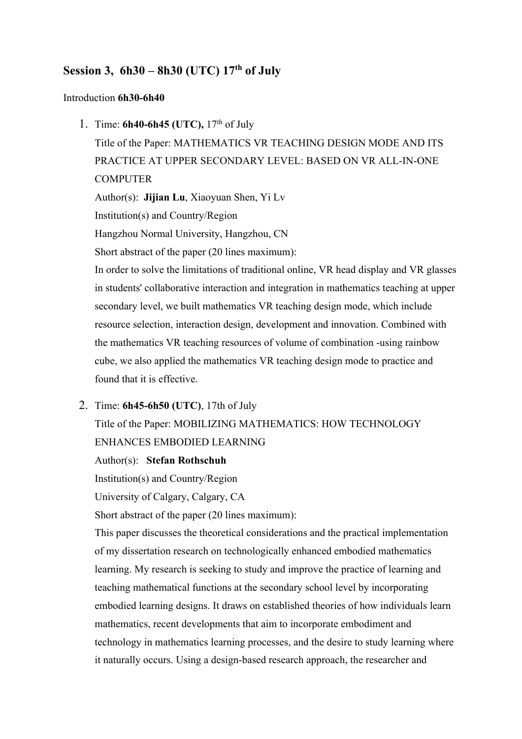## Session 3, 6h30 – 8h30 (UTC) 17th of July

Introduction **6h30-6h40**

1. Time: **6h40-6h45 (UTC),** 17th of July

   Title of the Paper: MATHEMATICS VR TEACHING DESIGN MODE AND ITS PRACTICE AT UPPER SECONDARY LEVEL: BASED ON VR ALL-IN-ONE COMPUTER

   Author(s): **Jijian Lu**, Xiaoyuan Shen, Yi Lv

   Institution(s) and Country/Region

   Hangzhou Normal University, Hangzhou, CN

   Short abstract of the paper (20 lines maximum):

   In order to solve the limitations of traditional online, VR head display and VR glasses in students' collaborative interaction and integration in mathematics teaching at upper secondary level, we built mathematics VR teaching design mode, which include resource selection, interaction design, development and innovation. Combined with the mathematics VR teaching resources of volume of combination -using rainbow cube, we also applied the mathematics VR teaching design mode to practice and found that it is effective.

2. Time: **6h45-6h50 (UTC)**, 17th of July

   Title of the Paper: MOBILIZING MATHEMATICS: HOW TECHNOLOGY ENHANCES EMBODIED LEARNING

   Author(s): **Stefan Rothschuh**

   Institution(s) and Country/Region

   University of Calgary, Calgary, CA

   Short abstract of the paper (20 lines maximum):

   This paper discusses the theoretical considerations and the practical implementation of my dissertation research on technologically enhanced embodied mathematics learning. My research is seeking to study and improve the practice of learning and teaching mathematical functions at the secondary school level by incorporating embodied learning designs. It draws on established theories of how individuals learn mathematics, recent developments that aim to incorporate embodiment and technology in mathematics learning processes, and the desire to study learning where it naturally occurs. Using a design-based research approach, the researcher and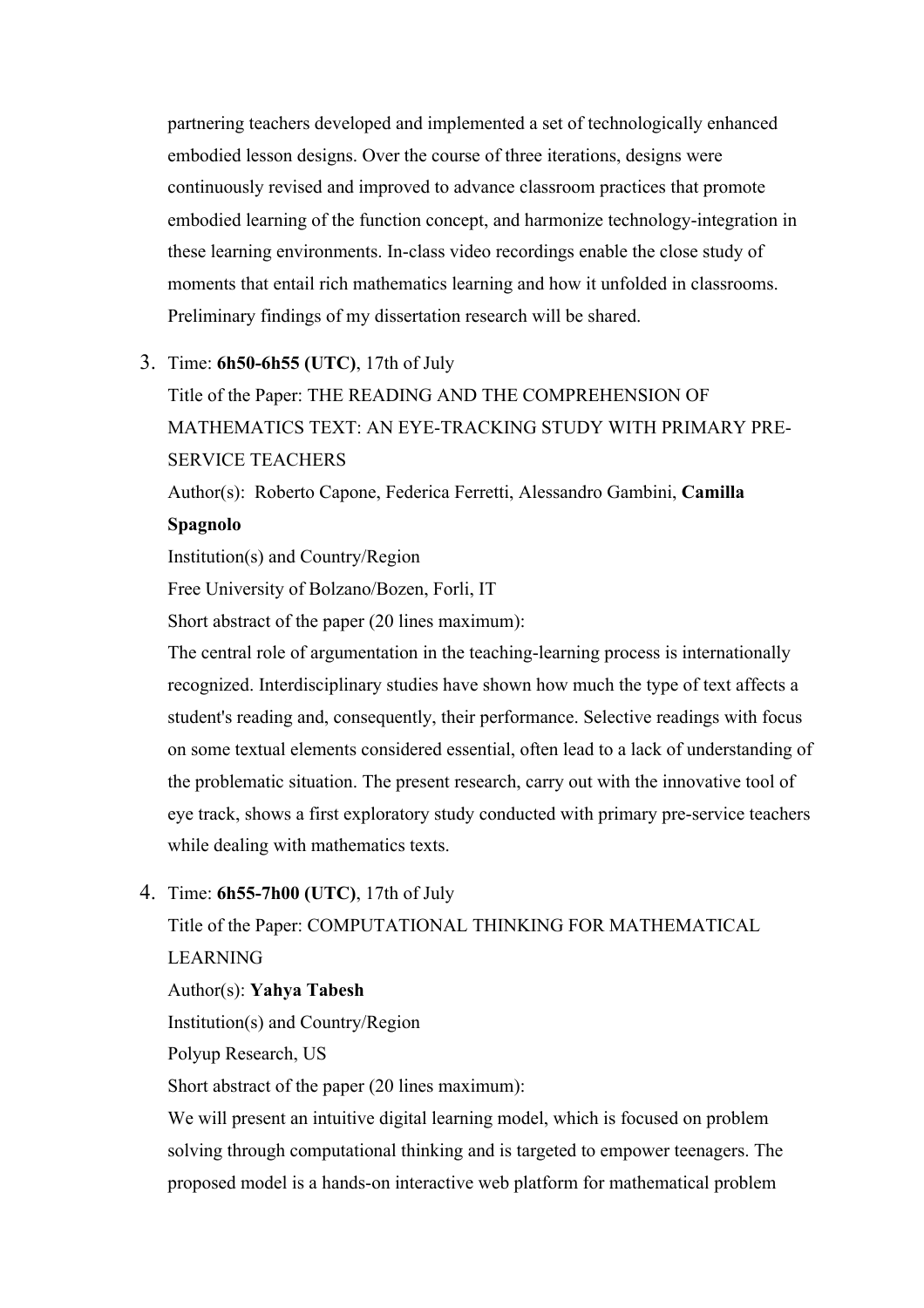partnering teachers developed and implemented a set of technologically enhanced embodied lesson designs. Over the course of three iterations, designs were continuously revised and improved to advance classroom practices that promote embodied learning of the function concept, and harmonize technology-integration in these learning environments. In-class video recordings enable the close study of moments that entail rich mathematics learning and how it unfolded in classrooms. Preliminary findings of my dissertation research will be shared.

3. Time: **6h50-6h55 (UTC)**, 17th of July
   Title of the Paper: THE READING AND THE COMPREHENSION OF MATHEMATICS TEXT: AN EYE-TRACKING STUDY WITH PRIMARY PRE-SERVICE TEACHERS
   Author(s): Roberto Capone, Federica Ferretti, Alessandro Gambini, **Camilla Spagnolo**
   Institution(s) and Country/Region
   Free University of Bolzano/Bozen, Forli, IT
   Short abstract of the paper (20 lines maximum):
   The central role of argumentation in the teaching-learning process is internationally recognized. Interdisciplinary studies have shown how much the type of text affects a student's reading and, consequently, their performance. Selective readings with focus on some textual elements considered essential, often lead to a lack of understanding of the problematic situation. The present research, carry out with the innovative tool of eye track, shows a first exploratory study conducted with primary pre-service teachers while dealing with mathematics texts.

4. Time: **6h55-7h00 (UTC)**, 17th of July
   Title of the Paper: COMPUTATIONAL THINKING FOR MATHEMATICAL LEARNING
   Author(s): **Yahya Tabesh**
   Institution(s) and Country/Region
   Polyup Research, US
   Short abstract of the paper (20 lines maximum):
   We will present an intuitive digital learning model, which is focused on problem solving through computational thinking and is targeted to empower teenagers. The proposed model is a hands-on interactive web platform for mathematical problem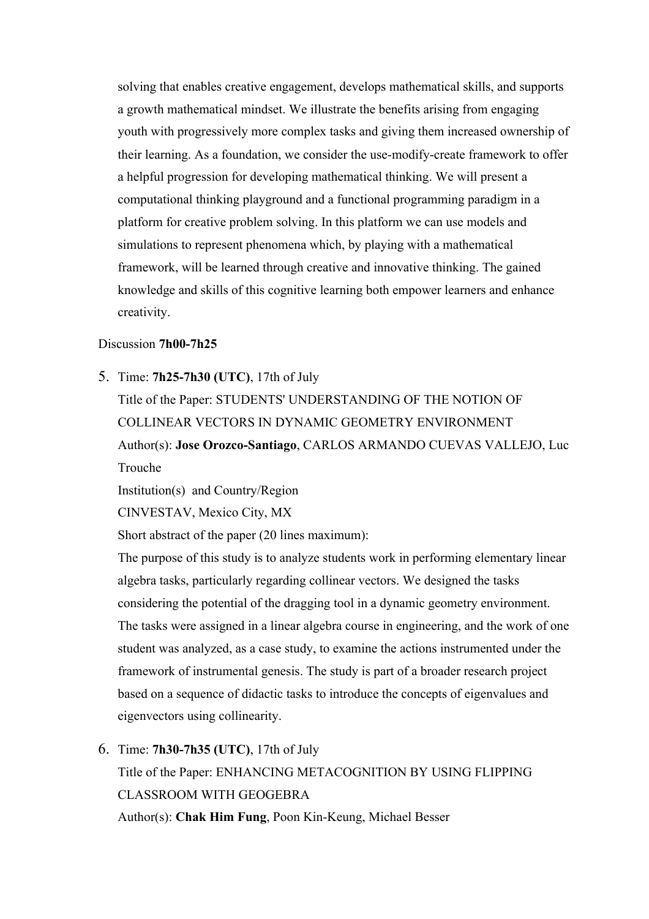solving that enables creative engagement, develops mathematical skills, and supports a growth mathematical mindset. We illustrate the benefits arising from engaging youth with progressively more complex tasks and giving them increased ownership of their learning. As a foundation, we consider the use-modify-create framework to offer a helpful progression for developing mathematical thinking. We will present a computational thinking playground and a functional programming paradigm in a platform for creative problem solving. In this platform we can use models and simulations to represent phenomena which, by playing with a mathematical framework, will be learned through creative and innovative thinking. The gained knowledge and skills of this cognitive learning both empower learners and enhance creativity.

Discussion **7h00-7h25**

5. Time: **7h25-7h30 (UTC)**, 17th of July

   Title of the Paper: STUDENTS' UNDERSTANDING OF THE NOTION OF COLLINEAR VECTORS IN DYNAMIC GEOMETRY ENVIRONMENT

   Author(s): **Jose Orozco-Santiago**, CARLOS ARMANDO CUEVAS VALLEJO, Luc Trouche

   Institution(s) and Country/Region

   CINVESTAV, Mexico City, MX

   Short abstract of the paper (20 lines maximum):

   The purpose of this study is to analyze students work in performing elementary linear algebra tasks, particularly regarding collinear vectors. We designed the tasks considering the potential of the dragging tool in a dynamic geometry environment. The tasks were assigned in a linear algebra course in engineering, and the work of one student was analyzed, as a case study, to examine the actions instrumented under the framework of instrumental genesis. The study is part of a broader research project based on a sequence of didactic tasks to introduce the concepts of eigenvalues and eigenvectors using collinearity.

6. Time: **7h30-7h35 (UTC)**, 17th of July

   Title of the Paper: ENHANCING METACOGNITION BY USING FLIPPING CLASSROOM WITH GEOGEBRA

   Author(s): **Chak Him Fung**, Poon Kin-Keung, Michael Besser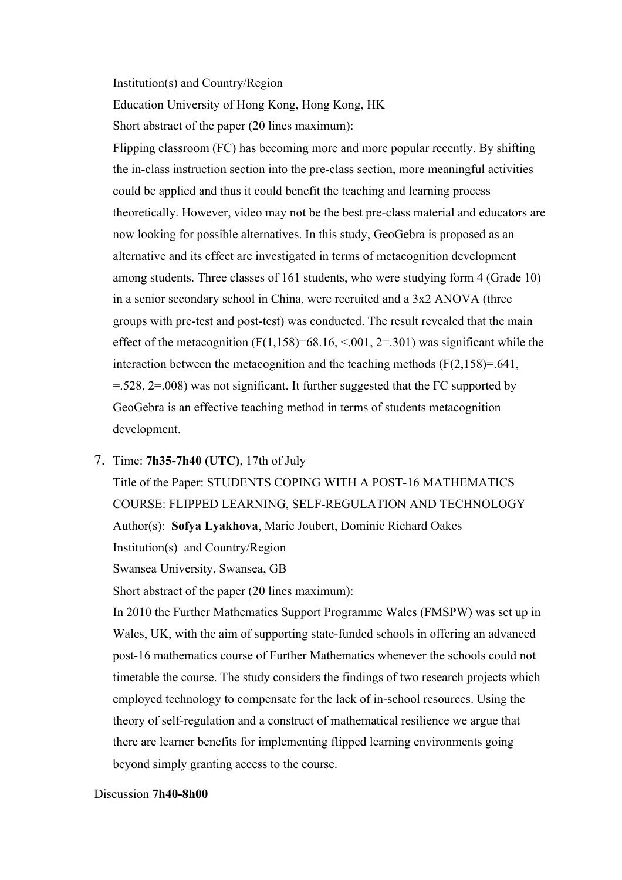Institution(s) and Country/Region

Education University of Hong Kong, Hong Kong, HK

Short abstract of the paper (20 lines maximum):

Flipping classroom (FC) has becoming more and more popular recently. By shifting the in-class instruction section into the pre-class section, more meaningful activities could be applied and thus it could benefit the teaching and learning process theoretically. However, video may not be the best pre-class material and educators are now looking for possible alternatives. In this study, GeoGebra is proposed as an alternative and its effect are investigated in terms of metacognition development among students. Three classes of 161 students, who were studying form 4 (Grade 10) in a senior secondary school in China, were recruited and a 3x2 ANOVA (three groups with pre-test and post-test) was conducted. The result revealed that the main effect of the metacognition ($F(1,158)=68.16$, <.001, 2=.301) was significant while the interaction between the metacognition and the teaching methods ($F(2,158)=.641$, =.528, 2=.008) was not significant. It further suggested that the FC supported by GeoGebra is an effective teaching method in terms of students metacognition development.

7. Time: **7h35-7h40 (UTC)**, 17th of July

   Title of the Paper: STUDENTS COPING WITH A POST-16 MATHEMATICS COURSE: FLIPPED LEARNING, SELF-REGULATION AND TECHNOLOGY

   Author(s): **Sofya Lyakhova**, Marie Joubert, Dominic Richard Oakes

   Institution(s) and Country/Region

   Swansea University, Swansea, GB

   Short abstract of the paper (20 lines maximum):

   In 2010 the Further Mathematics Support Programme Wales (FMSPW) was set up in Wales, UK, with the aim of supporting state-funded schools in offering an advanced post-16 mathematics course of Further Mathematics whenever the schools could not timetable the course. The study considers the findings of two research projects which employed technology to compensate for the lack of in-school resources. Using the theory of self-regulation and a construct of mathematical resilience we argue that there are learner benefits for implementing flipped learning environments going beyond simply granting access to the course.

Discussion **7h40-8h00**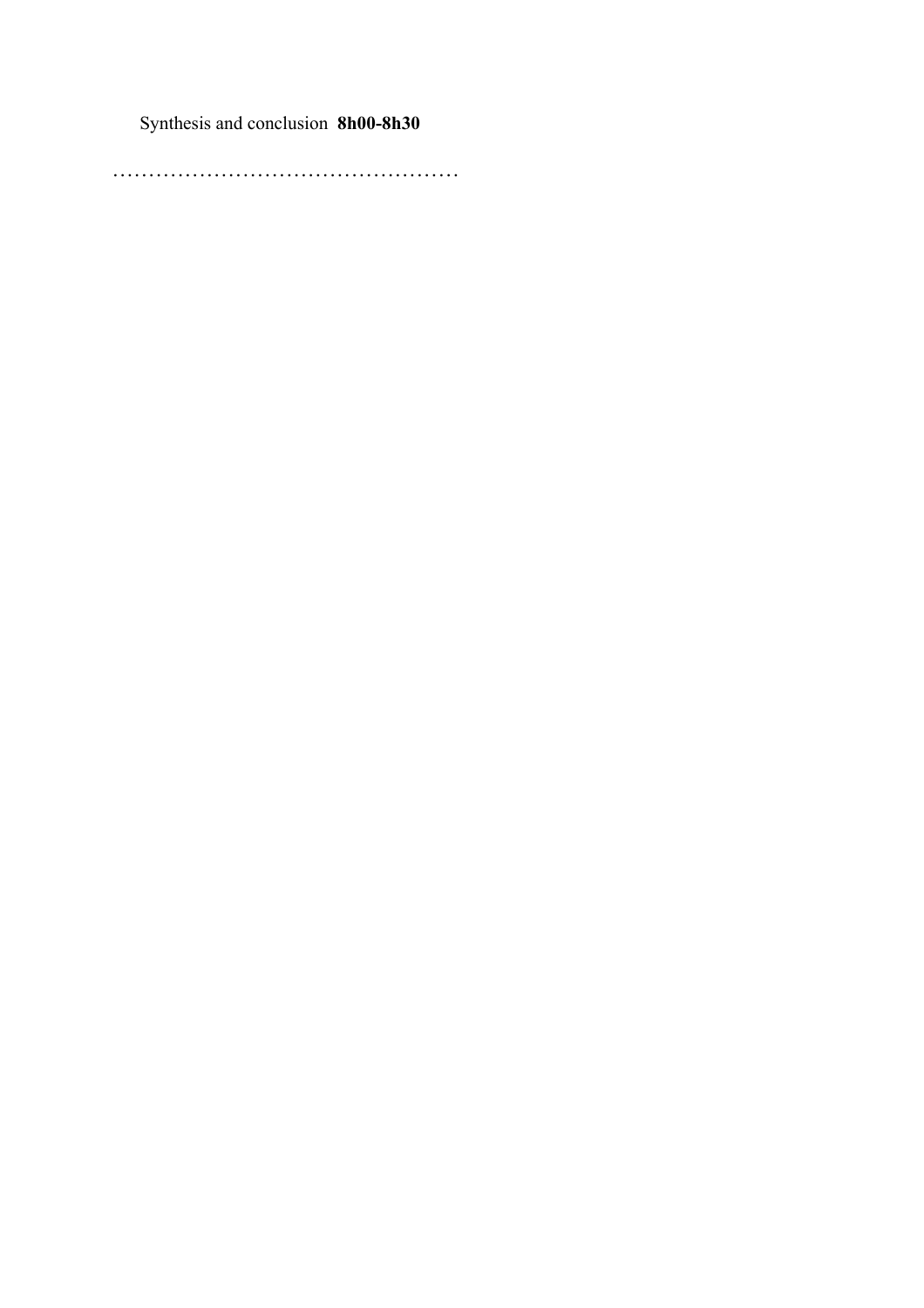Synthesis and conclusion **8h00-8h30**

…………………………………………